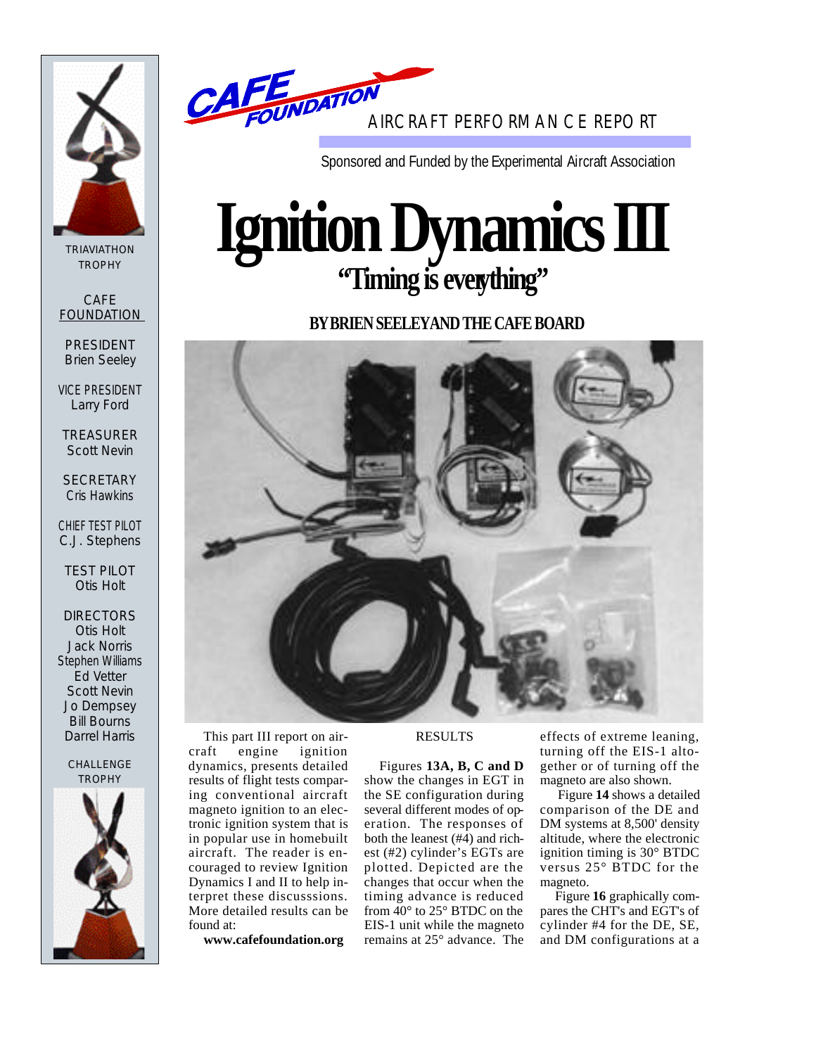TRIAVIATHON TROPHY

CAFE FOUNDATION

PRESIDENT
Brien Seeley

VICE PRESIDENT
Larry Ford

TREASURER
Scott Nevin

SECRETARY
Cris Hawkins

CHIEF TEST PILOT
C.J. Stephens

TEST PILOT
Otis Holt

DIRECTORS
Otis Holt
Jack Norris
Stephen Williams
Ed Vetter
Scott Nevin
Jo Dempsey
Bill Bourns
Darrel Harris

CHALLENGE TROPHY

CAFE FOUNDATION

AIRCRAFT PERFORMANCE REPORT

Sponsored and Funded by the Experimental Aircraft Association

# Ignition Dynamics III

## "Timing is everything"

**BY BRIEN SEELEY AND THE CAFE BOARD**

This part III report on aircraft engine ignition dynamics, presents detailed results of flight tests comparing conventional aircraft magneto ignition to an electronic ignition system that is in popular use in homebuilt aircraft. The reader is encouraged to review Ignition Dynamics I and II to help interpret these discusssions. More detailed results can be found at:

**www.cafefoundation.org**

RESULTS

Figures **13A, B, C and D** show the changes in EGT in the SE configuration during several different modes of operation. The responses of both the leanest (#4) and richest (#2) cylinder's EGTs are plotted. Depicted are the changes that occur when the timing advance is reduced from 40° to 25° BTDC on the EIS-1 unit while the magneto remains at 25° advance. The effects of extreme leaning, turning off the EIS-1 altogether or of turning off the magneto are also shown.

Figure **14** shows a detailed comparison of the DE and DM systems at 8,500' density altitude, where the electronic ignition timing is 30° BTDC versus 25° BTDC for the magneto.

Figure **16** graphically compares the CHT's and EGT's of cylinder #4 for the DE, SE, and DM configurations at a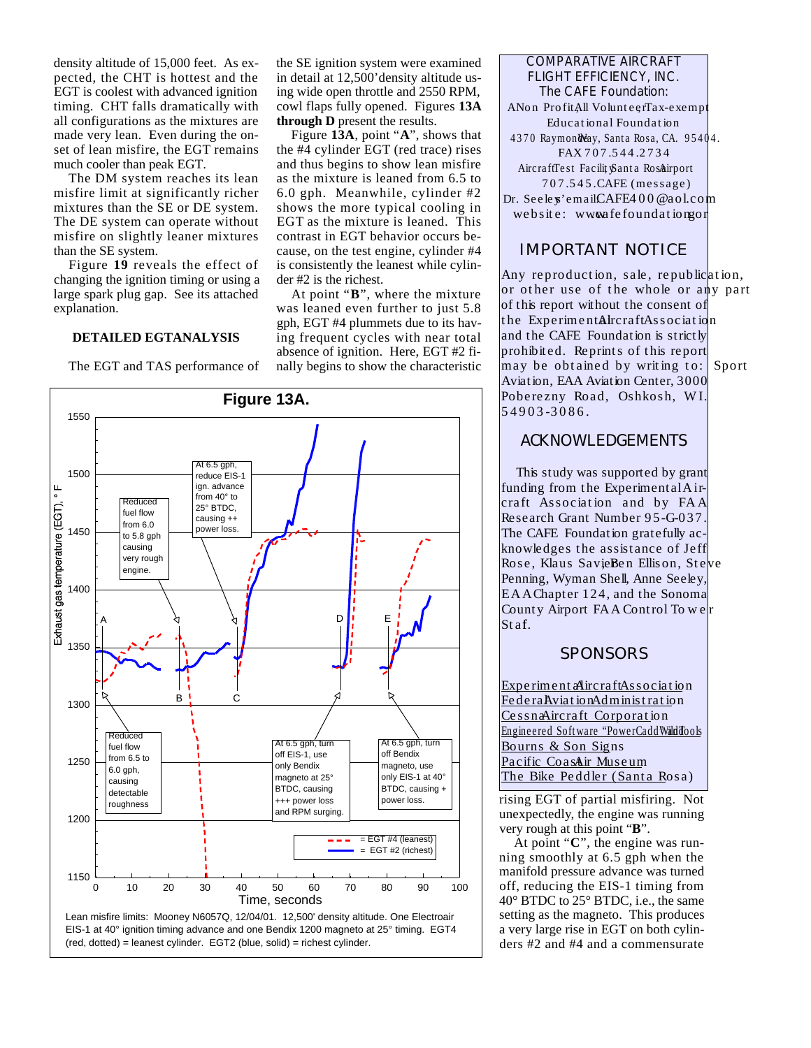density altitude of 15,000 feet. As expected, the CHT is hottest and the EGT is coolest with advanced ignition timing. CHT falls dramatically with all configurations as the mixtures are made very lean. Even during the onset of lean misfire, the EGT remains much cooler than peak EGT.

The DM system reaches its lean misfire limit at significantly richer mixtures than the SE or DE system. The DE system can operate without misfire on slightly leaner mixtures than the SE system.

Figure **19** reveals the effect of changing the ignition timing or using a large spark plug gap. See its attached explanation.

### DETAILED EGT ANALYSIS

The EGT and TAS performance of the SE ignition system were examined in detail at 12,500' density altitude using wide open throttle and 2550 RPM, cowl flaps fully opened. Figures **13A through D** present the results.

Figure **13A**, point "**A**", shows that the #4 cylinder EGT (red trace) rises and thus begins to show lean misfire as the mixture is leaned from 6.5 to 6.0 gph. Meanwhile, cylinder #2 shows the more typical cooling in EGT as the mixture is leaned. This contrast in EGT behavior occurs because, on the test engine, cylinder #4 is consistently the leanest while cylinder #2 is the richest.

At point "**B**", where the mixture was leaned even further to just 5.8 gph, EGT #4 plummets due to its having frequent cycles with near total absence of ignition. Here, EGT #2 finally begins to show the characteristic rising EGT of partial misfiring. Not unexpectedly, the engine was running very rough at this point "**B**".

At point "**C**", the engine was running smoothly at 6.5 gph when the manifold pressure advance was turned off, reducing the EIS-1 timing from 40° BTDC to 25° BTDC, i.e., the same setting as the magneto. This produces a very large rise in EGT on both cylinders #2 and #4 and a commensurate

**Figure 13A.**

Lean misfire limits: Mooney N6057Q, 12/04/01. 12,500' density altitude. One Electroair EIS-1 at 40° ignition timing advance and one Bendix 1200 magneto at 25° timing. EGT4 (red, dotted) = leanest cylinder. EGT2 (blue, solid) = richest cylinder.

---

COMPARATIVE AIRCRAFT FLIGHT EFFICIENCY, INC.
The CAFE Foundation:
A Non Profit, All Volunteer, Tax-exempt Educational Foundation
4370 Raymond Way, Santa Rosa, CA. 95404.
FAX 707.544.2734
Aircraft Test Facility, Santa Rosa Airport
707.545.CAFE (message)
Dr. Seeley's email: CAFE400@aol.com
website: www.cafefoundation.org

## IMPORTANT NOTICE

Any reproduction, sale, republication, or other use of the whole or any part of this report without the consent of the Experimental Aircraft Association and the CAFE Foundation is strictly prohibited. Reprints of this report may be obtained by writing to: Sport Aviation, EAA Aviation Center, 3000 Poberezny Road, Oshkosh, WI. 54903-3086.

## ACKNOWLEDGEMENTS

This study was supported by grant funding from the Experimental Aircraft Association and by FAA Research Grant Number 95-G-037. The CAFE Foundation gratefully acknowledges the assistance of Jeff Rose, Klaus Savier, Ben Ellison, Steve Penning, Wyman Shell, Anne Seeley, EAA Chapter 124, and the Sonoma County Airport FAA Control Tower Staff.

## SPONSORS

Experimental Aircraft Association
Federal Aviation Administration
Cessna Aircraft Corporation
Engineered Software "PowerCadd" and WildTools
Bourns & Son Signs
Pacific Coast Air Museum
The Bike Peddler (Santa Rosa)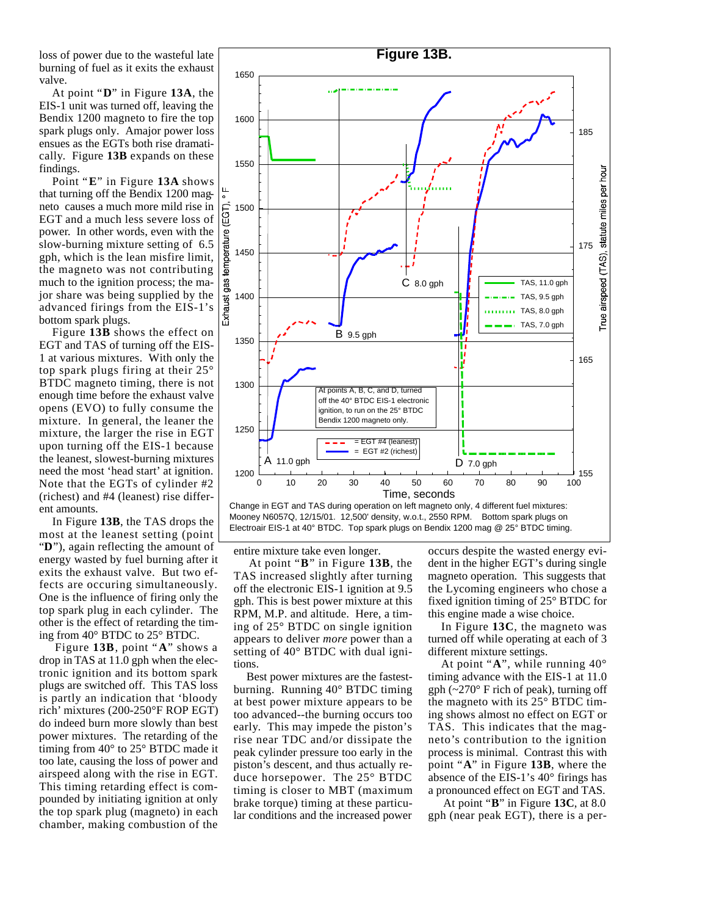loss of power due to the wasteful late burning of fuel as it exits the exhaust valve.

At point "**D**" in Figure **13A**, the EIS-1 unit was turned off, leaving the Bendix 1200 magneto to fire the top spark plugs only. Amajor power loss ensues as the EGTs both rise dramatically. Figure **13B** expands on these findings.

Point "**E**" in Figure **13A** shows that turning off the Bendix 1200 magneto causes a much more mild rise in EGT and a much less severe loss of power. In other words, even with the slow-burning mixture setting of 6.5 gph, which is the lean misfire limit, the magneto was not contributing much to the ignition process; the major share was being supplied by the advanced firings from the EIS-1's bottom spark plugs.

Figure **13B** shows the effect on EGT and TAS of turning off the EIS-1 at various mixtures. With only the top spark plugs firing at their 25° BTDC magneto timing, there is not enough time before the exhaust valve opens (EVO) to fully consume the mixture. In general, the leaner the mixture, the larger the rise in EGT upon turning off the EIS-1 because the leanest, slowest-burning mixtures need the most 'head start' at ignition. Note that the EGTs of cylinder #2 (richest) and #4 (leanest) rise different amounts.

In Figure **13B**, the TAS drops the most at the leanest setting (point "**D**"), again reflecting the amount of energy wasted by fuel burning after it exits the exhaust valve. But two effects are occuring simultaneously. One is the influence of firing only the top spark plug in each cylinder. The other is the effect of retarding the timing from 40° BTDC to 25° BTDC.

Figure **13B**, point "**A**" shows a drop in TAS at 11.0 gph when the electronic ignition and its bottom spark plugs are switched off. This TAS loss is partly an indication that 'bloody rich' mixtures (200-250°F ROP EGT) do indeed burn more slowly than best power mixtures. The retarding of the timing from 40° to 25° BTDC made it too late, causing the loss of power and airspeed along with the rise in EGT. This timing retarding effect is compounded by initiating ignition at only the top spark plug (magneto) in each chamber, making combustion of the entire mixture take even longer.

**Figure 13B.**

Change in EGT and TAS during operation on left magneto only, 4 different fuel mixtures: Mooney N6057Q, 12/15/01. 12,500' density, w.o.t., 2550 RPM. Bottom spark plugs on Electroair EIS-1 at 40° BTDC. Top spark plugs on Bendix 1200 mag @ 25° BTDC timing.

At point "**B**" in Figure **13B**, the TAS increased slightly after turning off the electronic EIS-1 ignition at 9.5 gph. This is best power mixture at this RPM, M.P. and altitude. Here, a timing of 25° BTDC on single ignition appears to deliver *more* power than a setting of 40° BTDC with dual ignitions.

Best power mixtures are the fastest-burning. Running 40° BTDC timing at best power mixture appears to be too advanced--the burning occurs too early. This may impede the piston's rise near TDC and/or dissipate the peak cylinder pressure too early in the piston's descent, and thus actually reduce horsepower. The 25° BTDC timing is closer to MBT (maximum brake torque) timing at these particular conditions and the increased power occurs despite the wasted energy evident in the higher EGT's during single magneto operation. This suggests that the Lycoming engineers who chose a fixed ignition timing of 25° BTDC for this engine made a wise choice.

In Figure **13C**, the magneto was turned off while operating at each of 3 different mixture settings.

At point "**A**", while running 40° timing advance with the EIS-1 at 11.0 gph (~270° F rich of peak), turning off the magneto with its 25° BTDC timing shows almost no effect on EGT or TAS. This indicates that the magneto's contribution to the ignition process is minimal. Contrast this with point "**A**" in Figure **13B**, where the absence of the EIS-1's 40° firings has a pronounced effect on EGT and TAS.

At point "**B**" in Figure **13C**, at 8.0 gph (near peak EGT), there is a per-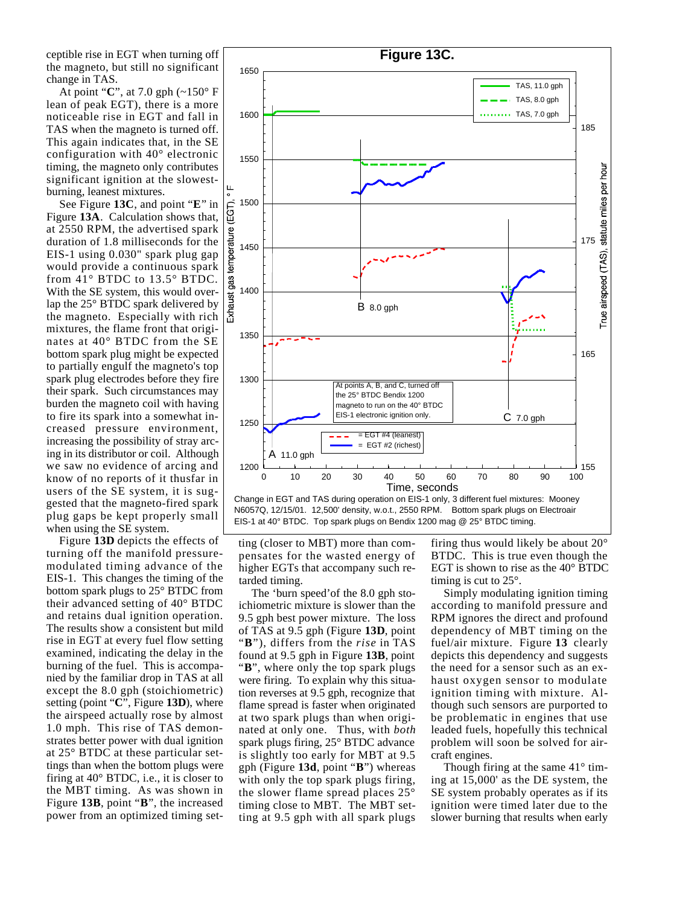ceptible rise in EGT when turning off the magneto, but still no significant change in TAS.

At point "**C**", at 7.0 gph (~150° F lean of peak EGT), there is a more noticeable rise in EGT and fall in TAS when the magneto is turned off. This again indicates that, in the SE configuration with 40° electronic timing, the magneto only contributes significant ignition at the slowest-burning, leanest mixtures.

See Figure **13C**, and point "**E**" in Figure **13A**. Calculation shows that, at 2550 RPM, the advertised spark duration of 1.8 milliseconds for the EIS-1 using 0.030" spark plug gap would provide a continuous spark from 41° BTDC to 13.5° BTDC. With the SE system, this would overlap the 25° BTDC spark delivered by the magneto. Especially with rich mixtures, the flame front that originates at 40° BTDC from the SE bottom spark plug might be expected to partially engulf the magneto's top spark plug electrodes before they fire their spark. Such circumstances may burden the magneto coil with having to fire its spark into a somewhat increased pressure environment, increasing the possibility of stray arcing in its distributor or coil. Although we saw no evidence of arcing and know of no reports of it thusfar in users of the SE system, it is suggested that the magneto-fired spark plug gaps be kept properly small when using the SE system.

Figure **13D** depicts the effects of turning off the manifold pressure-modulated timing advance of the EIS-1. This changes the timing of the bottom spark plugs to 25° BTDC from their advanced setting of 40° BTDC and retains dual ignition operation. The results show a consistent but mild rise in EGT at every fuel flow setting examined, indicating the delay in the burning of the fuel. This is accompanied by the familiar drop in TAS at all except the 8.0 gph (stoichiometric) setting (point "**C**", Figure **13D**), where the airspeed actually rose by almost 1.0 mph. This rise of TAS demonstrates better power with dual ignition at 25° BTDC at these particular settings than when the bottom plugs were firing at 40° BTDC, i.e., it is closer to the MBT timing. As was shown in Figure **13B**, point "**B**", the increased power from an optimized timing setting (closer to MBT) more than compensates for the wasted energy of higher EGTs that accompany such retarded timing.

**Figure 13C.**

Change in EGT and TAS during operation on EIS-1 only, 3 different fuel mixtures: Mooney N6057Q, 12/15/01. 12,500' density, w.o.t., 2550 RPM. Bottom spark plugs on Electroair EIS-1 at 40° BTDC. Top spark plugs on Bendix 1200 mag @ 25° BTDC timing.

The 'burn speed'of the 8.0 gph stoichiometric mixture is slower than the 9.5 gph best power mixture. The loss of TAS at 9.5 gph (Figure **13D**, point "**B**"), differs from the *rise* in TAS found at 9.5 gph in Figure **13B**, point "**B**", where only the top spark plugs were firing. To explain why this situation reverses at 9.5 gph, recognize that flame spread is faster when originated at two spark plugs than when originated at only one. Thus, with *both* spark plugs firing, 25° BTDC advance is slightly too early for MBT at 9.5 gph (Figure **13d**, point "**B**") whereas with only the top spark plugs firing, the slower flame spread places 25° timing close to MBT. The MBT setting at 9.5 gph with all spark plugs firing thus would likely be about 20° BTDC. This is true even though the EGT is shown to rise as the 40° BTDC timing is cut to 25°.

Simply modulating ignition timing according to manifold pressure and RPM ignores the direct and profound dependency of MBT timing on the fuel/air mixture. Figure **13** clearly depicts this dependency and suggests the need for a sensor such as an exhaust oxygen sensor to modulate ignition timing with mixture. Although such sensors are purported to be problematic in engines that use leaded fuels, hopefully this technical problem will soon be solved for aircraft engines.

Though firing at the same 41° timing at 15,000' as the DE system, the SE system probably operates as if its ignition were timed later due to the slower burning that results when early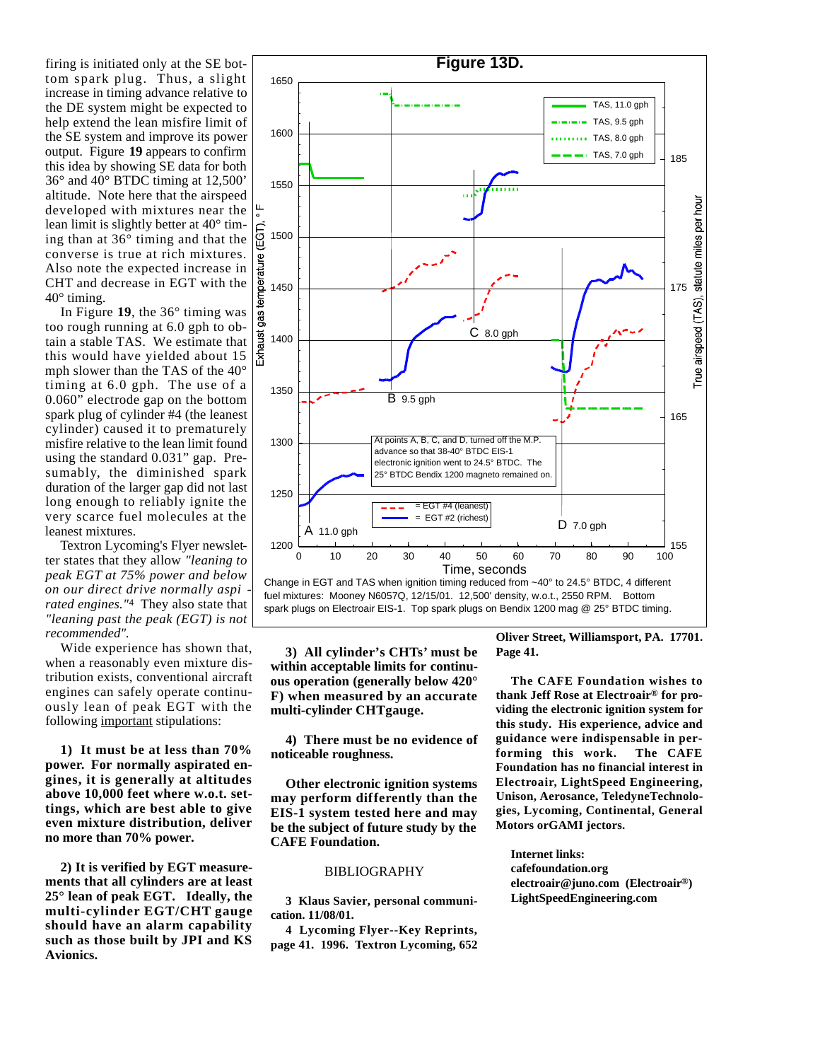firing is initiated only at the SE bottom spark plug. Thus, a slight increase in timing advance relative to the DE system might be expected to help extend the lean misfire limit of the SE system and improve its power output. Figure **19** appears to confirm this idea by showing SE data for both 36° and 40° BTDC timing at 12,500' altitude. Note here that the airspeed developed with mixtures near the lean limit is slightly better at 40° timing than at 36° timing and that the converse is true at rich mixtures. Also note the expected increase in CHT and decrease in EGT with the 40° timing.

In Figure **19**, the 36° timing was too rough running at 6.0 gph to obtain a stable TAS. We estimate that this would have yielded about 15 mph slower than the TAS of the 40° timing at 6.0 gph. The use of a 0.060" electrode gap on the bottom spark plug of cylinder #4 (the leanest cylinder) caused it to prematurely misfire relative to the lean limit found using the standard 0.031" gap. Presumably, the diminished spark duration of the larger gap did not last long enough to reliably ignite the very scarce fuel molecules at the leanest mixtures.

Textron Lycoming's Flyer newsletter states that they allow *"leaning to peak EGT at 75% power and below on our direct drive normally aspi - rated engines."*[4] They also state that *"leaning past the peak (EGT) is not recommended".*

Wide experience has shown that, when a reasonably even mixture distribution exists, conventional aircraft engines can safely operate continuously lean of peak EGT with the following important stipulations:

**1) It must be at less than 70% power. For normally aspirated engines, it is generally at altitudes above 10,000 feet where w.o.t. settings, which are best able to give even mixture distribution, deliver no more than 70% power.**

**2) It is verified by EGT measurements that all cylinders are at least 25° lean of peak EGT. Ideally, the multi-cylinder EGT/CHT gauge should have an alarm capability such as those built by JPI and KS Avionics.**

**Figure 13D.**

Change in EGT and TAS when ignition timing reduced from ~40° to 24.5° BTDC, 4 different fuel mixtures: Mooney N6057Q, 12/15/01. 12,500' density, w.o.t., 2550 RPM. Bottom spark plugs on Electroair EIS-1. Top spark plugs on Bendix 1200 mag @ 25° BTDC timing.

**3) All cylinder's CHTs' must be within acceptable limits for continuous operation (generally below 420° F) when measured by an accurate multi-cylinder CHTgauge.**

**4) There must be no evidence of noticeable roughness.**

**Other electronic ignition systems may perform differently than the EIS-1 system tested here and may be the subject of future study by the CAFE Foundation.**

BIBLIOGRAPHY

**3 Klaus Savier, personal communication. 11/08/01.**

**4 Lycoming Flyer--Key Reprints, page 41. 1996. Textron Lycoming, 652 Oliver Street, Williamsport, PA. 17701. Page 41.**

**The CAFE Foundation wishes to thank Jeff Rose at Electroair® for providing the electronic ignition system for this study. His experience, advice and guidance were indispensable in performing this work. The CAFE Foundation has no financial interest in Electroair, LightSpeed Engineering, Unison, Aerosance, TeledyneTechnologies, Lycoming, Continental, General Motors orGAMI jectors.**

**Internet links:**
**cafefoundation.org**
**electroair@juno.com (Electroair®)**
**LightSpeedEngineering.com**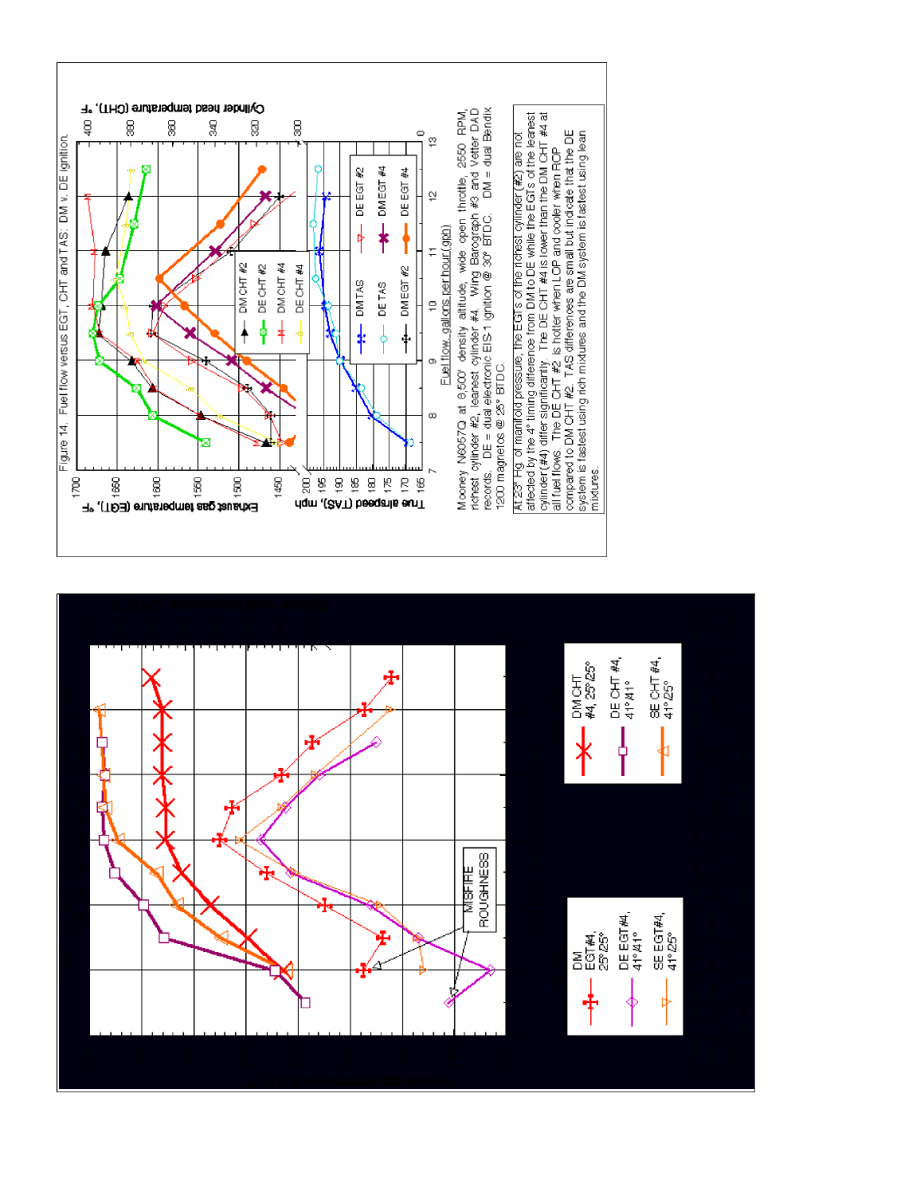Figure 14. Fuel flow versus EGT, CHT and TAS: DM v. DE ignition.

Mooney N6057Q at 8,500' density altitude, wide open throttle, 2550 RPM, richest cylinder #2, leanest cylinder #4. Wing Barograph #3 and Vetter DAD records. DE = dual electronic EIS-1 ignition @ 30° BTDC. DM = dual Bendix 1200 magnetos @ 25° BTDC.

At 23" Hg. of manifold pressure, the EGTs of the richest cylinder (#2) are not affected by the 4° timing difference from DM to DE while the EGTs of the leanest cylinder (#4) differ significantly. The DE CHT #4 is lower than the DM CHT #4 at all fuel flows. The DE CHT #2 is hotter when LOP and cooler when ROP compared to DM CHT #2. TAS differences are small but indicate that the DE system is fastest using rich mixtures and the DM system is fastest using lean mixtures.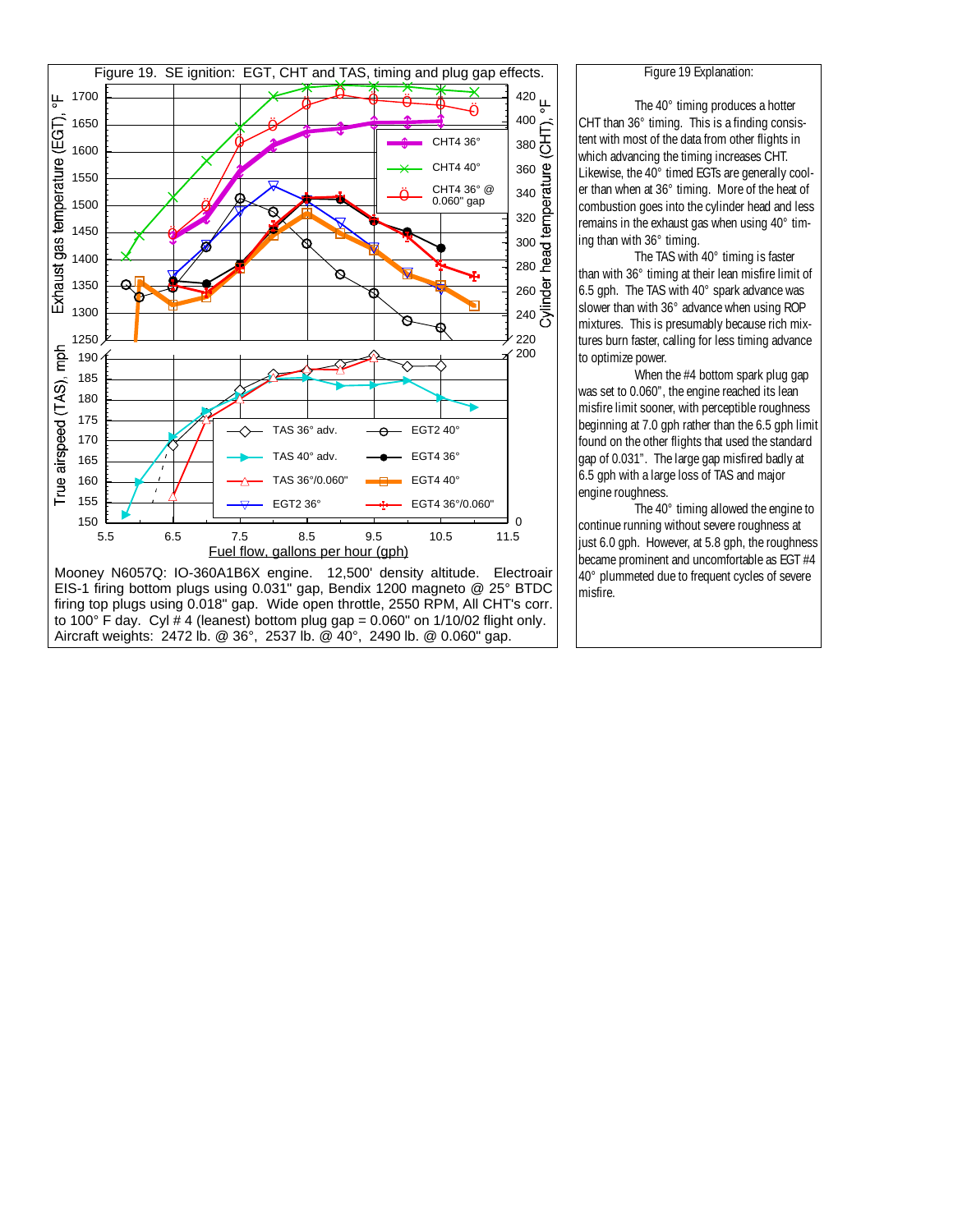Figure 19. SE ignition: EGT, CHT and TAS, timing and plug gap effects.

Exhaust gas temperature (EGT), °F

1700
1650
1600
1550
1500
1450
1400
1350
1300
1250

Cylinder head temperature (CHT), °F

420
400
380
360
340
320
300
280
260
240
220
200
0

True airspeed (TAS), mph

190
185
180
175
170
165
160
155
150

5.5
6.5
7.5
8.5
9.5
10.5
11.5

Fuel flow, gallons per hour (gph)

CHT4 36°
CHT4 40°
CHT4 36° @ 0.060" gap

TAS 36° adv.
TAS 40° adv.
TAS 36°/0.060"
EGT2 36°
EGT2 40°
EGT4 36°
EGT4 40°
EGT4 36°/0.060"

Mooney N6057Q: IO-360A1B6X engine. 12,500' density altitude. Electroair EIS-1 firing bottom plugs using 0.031" gap, Bendix 1200 magneto @ 25° BTDC firing top plugs using 0.018" gap. Wide open throttle, 2550 RPM, All CHT's corr. to 100° F day. Cyl # 4 (leanest) bottom plug gap = 0.060" on 1/10/02 flight only. Aircraft weights: 2472 lb. @ 36°, 2537 lb. @ 40°, 2490 lb. @ 0.060" gap.

Figure 19 Explanation:

The 40° timing produces a hotter CHT than 36° timing. This is a finding consistent with most of the data from other flights in which advancing the timing increases CHT. Likewise, the 40° timed EGTs are generally cooler than when at 36° timing. More of the heat of combustion goes into the cylinder head and less remains in the exhaust gas when using 40° timing than with 36° timing.

The TAS with 40° timing is faster than with 36° timing at their lean misfire limit of 6.5 gph. The TAS with 40° spark advance was slower than with 36° advance when using ROP mixtures. This is presumably because rich mixtures burn faster, calling for less timing advance to optimize power.

When the #4 bottom spark plug gap was set to 0.060", the engine reached its lean misfire limit sooner, with perceptible roughness beginning at 7.0 gph rather than the 6.5 gph limit found on the other flights that used the standard gap of 0.031". The large gap misfired badly at 6.5 gph with a large loss of TAS and major engine roughness.

The 40° timing allowed the engine to continue running without severe roughness at just 6.0 gph. However, at 5.8 gph, the roughness became prominent and uncomfortable as EGT #4 40° plummeted due to frequent cycles of severe misfire.